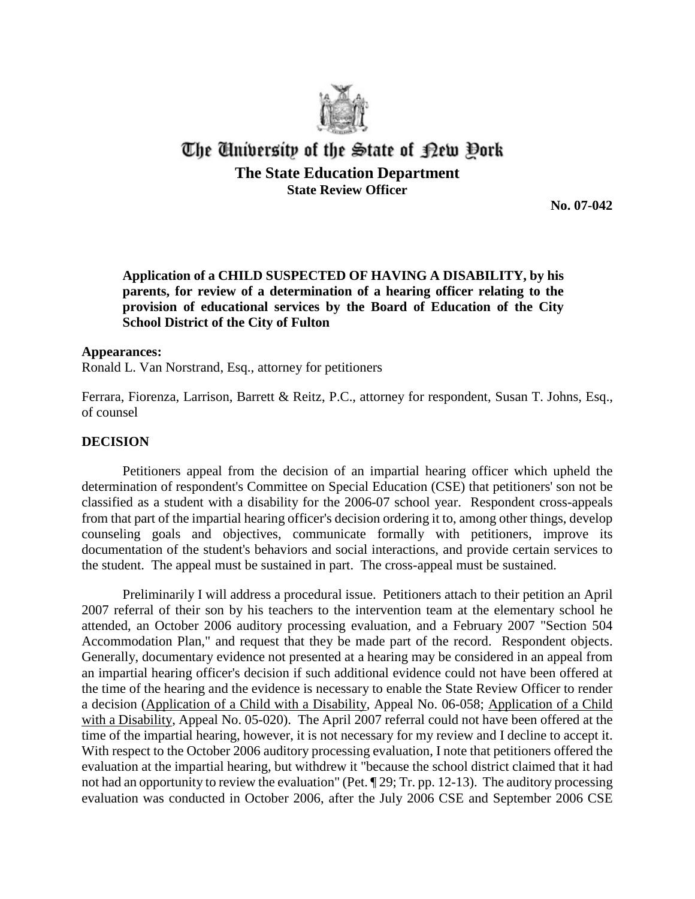# The University of the State of New York

## The State Education Department

### State Review Officer

**No. 07-042**

**Application of a CHILD SUSPECTED OF HAVING A DISABILITY, by his parents, for review of a determination of a hearing officer relating to the provision of educational services by the Board of Education of the City School District of the City of Fulton**

**Appearances:**

Ronald L. Van Norstrand, Esq., attorney for petitioners

Ferrara, Fiorenza, Larrison, Barrett & Reitz, P.C., attorney for respondent, Susan T. Johns, Esq., of counsel

## DECISION

Petitioners appeal from the decision of an impartial hearing officer which upheld the determination of respondent's Committee on Special Education (CSE) that petitioners' son not be classified as a student with a disability for the 2006-07 school year. Respondent cross-appeals from that part of the impartial hearing officer's decision ordering it to, among other things, develop counseling goals and objectives, communicate formally with petitioners, improve its documentation of the student's behaviors and social interactions, and provide certain services to the student. The appeal must be sustained in part. The cross-appeal must be sustained.

Preliminarily I will address a procedural issue. Petitioners attach to their petition an April 2007 referral of their son by his teachers to the intervention team at the elementary school he attended, an October 2006 auditory processing evaluation, and a February 2007 "Section 504 Accommodation Plan," and request that they be made part of the record. Respondent objects. Generally, documentary evidence not presented at a hearing may be considered in an appeal from an impartial hearing officer's decision if such additional evidence could not have been offered at the time of the hearing and the evidence is necessary to enable the State Review Officer to render a decision (Application of a Child with a Disability, Appeal No. 06-058; Application of a Child with a Disability, Appeal No. 05-020). The April 2007 referral could not have been offered at the time of the impartial hearing, however, it is not necessary for my review and I decline to accept it. With respect to the October 2006 auditory processing evaluation, I note that petitioners offered the evaluation at the impartial hearing, but withdrew it "because the school district claimed that it had not had an opportunity to review the evaluation" (Pet. ¶ 29; Tr. pp. 12-13). The auditory processing evaluation was conducted in October 2006, after the July 2006 CSE and September 2006 CSE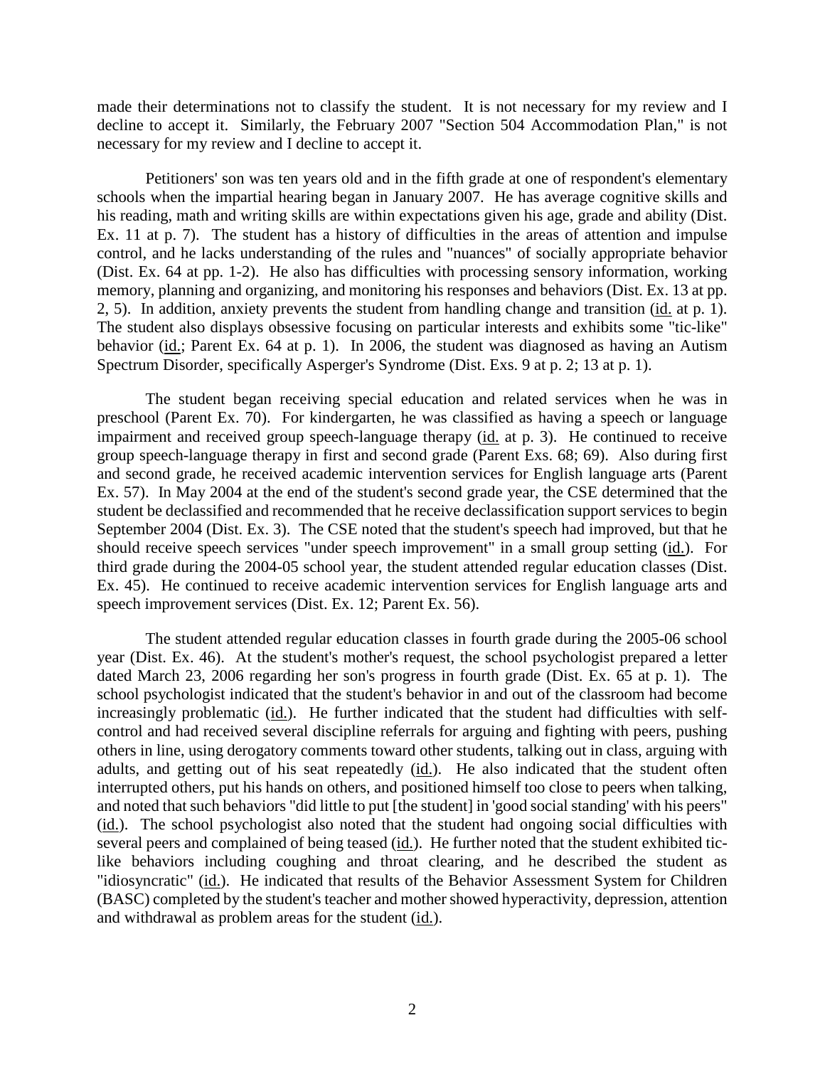made their determinations not to classify the student. It is not necessary for my review and I decline to accept it. Similarly, the February 2007 "Section 504 Accommodation Plan," is not necessary for my review and I decline to accept it.

Petitioners' son was ten years old and in the fifth grade at one of respondent's elementary schools when the impartial hearing began in January 2007. He has average cognitive skills and his reading, math and writing skills are within expectations given his age, grade and ability (Dist. Ex. 11 at p. 7). The student has a history of difficulties in the areas of attention and impulse control, and he lacks understanding of the rules and "nuances" of socially appropriate behavior (Dist. Ex. 64 at pp. 1-2). He also has difficulties with processing sensory information, working memory, planning and organizing, and monitoring his responses and behaviors (Dist. Ex. 13 at pp. 2, 5). In addition, anxiety prevents the student from handling change and transition (id. at p. 1). The student also displays obsessive focusing on particular interests and exhibits some "tic-like" behavior (id.; Parent Ex. 64 at p. 1). In 2006, the student was diagnosed as having an Autism Spectrum Disorder, specifically Asperger's Syndrome (Dist. Exs. 9 at p. 2; 13 at p. 1).

The student began receiving special education and related services when he was in preschool (Parent Ex. 70). For kindergarten, he was classified as having a speech or language impairment and received group speech-language therapy (id. at p. 3). He continued to receive group speech-language therapy in first and second grade (Parent Exs. 68; 69). Also during first and second grade, he received academic intervention services for English language arts (Parent Ex. 57). In May 2004 at the end of the student's second grade year, the CSE determined that the student be declassified and recommended that he receive declassification support services to begin September 2004 (Dist. Ex. 3). The CSE noted that the student's speech had improved, but that he should receive speech services "under speech improvement" in a small group setting (id.). For third grade during the 2004-05 school year, the student attended regular education classes (Dist. Ex. 45). He continued to receive academic intervention services for English language arts and speech improvement services (Dist. Ex. 12; Parent Ex. 56).

The student attended regular education classes in fourth grade during the 2005-06 school year (Dist. Ex. 46). At the student's mother's request, the school psychologist prepared a letter dated March 23, 2006 regarding her son's progress in fourth grade (Dist. Ex. 65 at p. 1). The school psychologist indicated that the student's behavior in and out of the classroom had become increasingly problematic (id.). He further indicated that the student had difficulties with self-control and had received several discipline referrals for arguing and fighting with peers, pushing others in line, using derogatory comments toward other students, talking out in class, arguing with adults, and getting out of his seat repeatedly (id.). He also indicated that the student often interrupted others, put his hands on others, and positioned himself too close to peers when talking, and noted that such behaviors "did little to put [the student] in 'good social standing' with his peers" (id.). The school psychologist also noted that the student had ongoing social difficulties with several peers and complained of being teased (id.). He further noted that the student exhibited tic-like behaviors including coughing and throat clearing, and he described the student as "idiosyncratic" (id.). He indicated that results of the Behavior Assessment System for Children (BASC) completed by the student's teacher and mother showed hyperactivity, depression, attention and withdrawal as problem areas for the student (id.).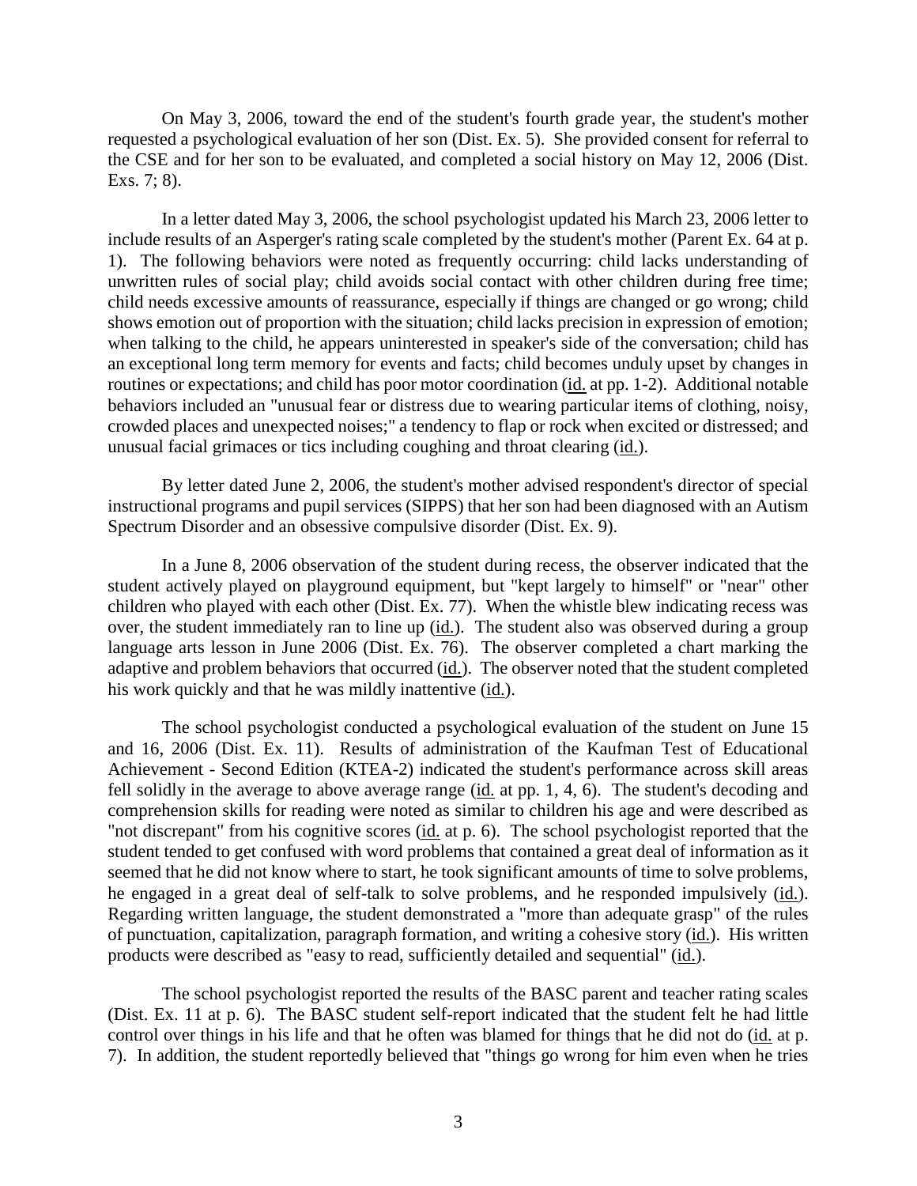On May 3, 2006, toward the end of the student's fourth grade year, the student's mother requested a psychological evaluation of her son (Dist. Ex. 5). She provided consent for referral to the CSE and for her son to be evaluated, and completed a social history on May 12, 2006 (Dist. Exs. 7; 8).

In a letter dated May 3, 2006, the school psychologist updated his March 23, 2006 letter to include results of an Asperger's rating scale completed by the student's mother (Parent Ex. 64 at p. 1). The following behaviors were noted as frequently occurring: child lacks understanding of unwritten rules of social play; child avoids social contact with other children during free time; child needs excessive amounts of reassurance, especially if things are changed or go wrong; child shows emotion out of proportion with the situation; child lacks precision in expression of emotion; when talking to the child, he appears uninterested in speaker's side of the conversation; child has an exceptional long term memory for events and facts; child becomes unduly upset by changes in routines or expectations; and child has poor motor coordination (id. at pp. 1-2). Additional notable behaviors included an "unusual fear or distress due to wearing particular items of clothing, noisy, crowded places and unexpected noises;" a tendency to flap or rock when excited or distressed; and unusual facial grimaces or tics including coughing and throat clearing (id.).

By letter dated June 2, 2006, the student's mother advised respondent's director of special instructional programs and pupil services (SIPPS) that her son had been diagnosed with an Autism Spectrum Disorder and an obsessive compulsive disorder (Dist. Ex. 9).

In a June 8, 2006 observation of the student during recess, the observer indicated that the student actively played on playground equipment, but "kept largely to himself" or "near" other children who played with each other (Dist. Ex. 77). When the whistle blew indicating recess was over, the student immediately ran to line up (id.). The student also was observed during a group language arts lesson in June 2006 (Dist. Ex. 76). The observer completed a chart marking the adaptive and problem behaviors that occurred (id.). The observer noted that the student completed his work quickly and that he was mildly inattentive (id.).

The school psychologist conducted a psychological evaluation of the student on June 15 and 16, 2006 (Dist. Ex. 11). Results of administration of the Kaufman Test of Educational Achievement - Second Edition (KTEA-2) indicated the student's performance across skill areas fell solidly in the average to above average range (id. at pp. 1, 4, 6). The student's decoding and comprehension skills for reading were noted as similar to children his age and were described as "not discrepant" from his cognitive scores (id. at p. 6). The school psychologist reported that the student tended to get confused with word problems that contained a great deal of information as it seemed that he did not know where to start, he took significant amounts of time to solve problems, he engaged in a great deal of self-talk to solve problems, and he responded impulsively (id.). Regarding written language, the student demonstrated a "more than adequate grasp" of the rules of punctuation, capitalization, paragraph formation, and writing a cohesive story (id.). His written products were described as "easy to read, sufficiently detailed and sequential" (id.).

The school psychologist reported the results of the BASC parent and teacher rating scales (Dist. Ex. 11 at p. 6). The BASC student self-report indicated that the student felt he had little control over things in his life and that he often was blamed for things that he did not do (id. at p. 7). In addition, the student reportedly believed that "things go wrong for him even when he tries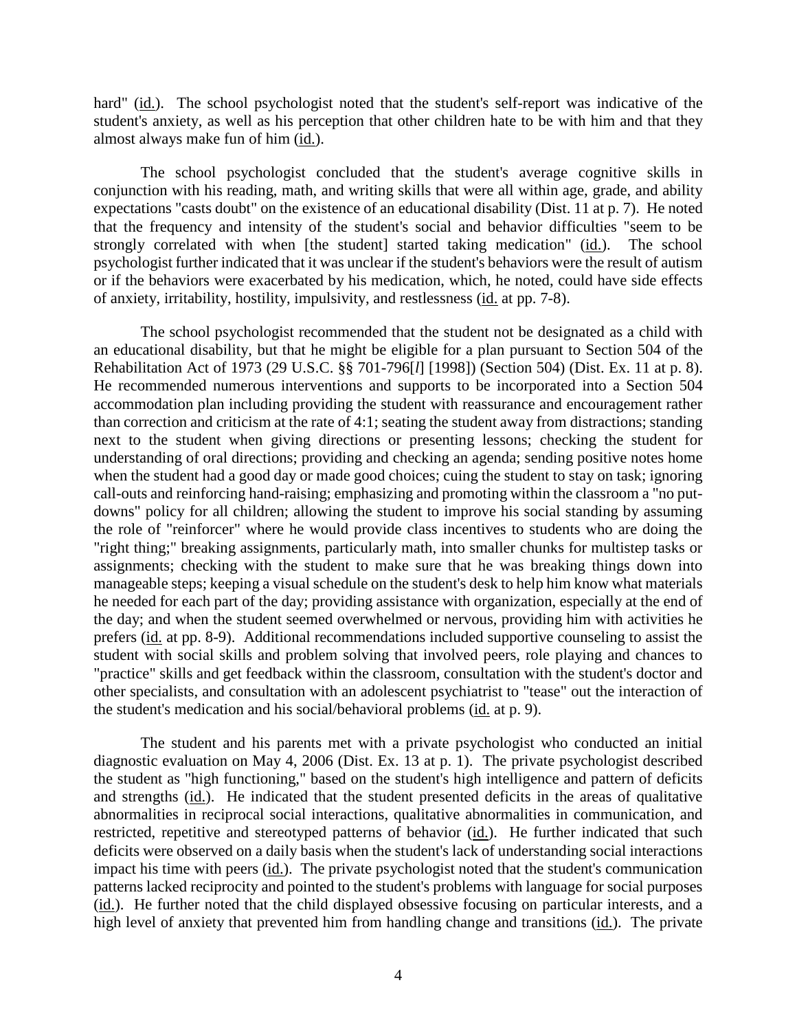hard" (id.). The school psychologist noted that the student's self-report was indicative of the student's anxiety, as well as his perception that other children hate to be with him and that they almost always make fun of him (id.).

The school psychologist concluded that the student's average cognitive skills in conjunction with his reading, math, and writing skills that were all within age, grade, and ability expectations "casts doubt" on the existence of an educational disability (Dist. 11 at p. 7). He noted that the frequency and intensity of the student's social and behavior difficulties "seem to be strongly correlated with when [the student] started taking medication" (id.). The school psychologist further indicated that it was unclear if the student's behaviors were the result of autism or if the behaviors were exacerbated by his medication, which, he noted, could have side effects of anxiety, irritability, hostility, impulsivity, and restlessness (id. at pp. 7-8).

The school psychologist recommended that the student not be designated as a child with an educational disability, but that he might be eligible for a plan pursuant to Section 504 of the Rehabilitation Act of 1973 (29 U.S.C. §§ 701-796[*l*] [1998]) (Section 504) (Dist. Ex. 11 at p. 8). He recommended numerous interventions and supports to be incorporated into a Section 504 accommodation plan including providing the student with reassurance and encouragement rather than correction and criticism at the rate of 4:1; seating the student away from distractions; standing next to the student when giving directions or presenting lessons; checking the student for understanding of oral directions; providing and checking an agenda; sending positive notes home when the student had a good day or made good choices; cuing the student to stay on task; ignoring call-outs and reinforcing hand-raising; emphasizing and promoting within the classroom a "no put-downs" policy for all children; allowing the student to improve his social standing by assuming the role of "reinforcer" where he would provide class incentives to students who are doing the "right thing;" breaking assignments, particularly math, into smaller chunks for multistep tasks or assignments; checking with the student to make sure that he was breaking things down into manageable steps; keeping a visual schedule on the student's desk to help him know what materials he needed for each part of the day; providing assistance with organization, especially at the end of the day; and when the student seemed overwhelmed or nervous, providing him with activities he prefers (id. at pp. 8-9). Additional recommendations included supportive counseling to assist the student with social skills and problem solving that involved peers, role playing and chances to "practice" skills and get feedback within the classroom, consultation with the student's doctor and other specialists, and consultation with an adolescent psychiatrist to "tease" out the interaction of the student's medication and his social/behavioral problems (id. at p. 9).

The student and his parents met with a private psychologist who conducted an initial diagnostic evaluation on May 4, 2006 (Dist. Ex. 13 at p. 1). The private psychologist described the student as "high functioning," based on the student's high intelligence and pattern of deficits and strengths (id.). He indicated that the student presented deficits in the areas of qualitative abnormalities in reciprocal social interactions, qualitative abnormalities in communication, and restricted, repetitive and stereotyped patterns of behavior (id.). He further indicated that such deficits were observed on a daily basis when the student's lack of understanding social interactions impact his time with peers (id.). The private psychologist noted that the student's communication patterns lacked reciprocity and pointed to the student's problems with language for social purposes (id.). He further noted that the child displayed obsessive focusing on particular interests, and a high level of anxiety that prevented him from handling change and transitions (id.). The private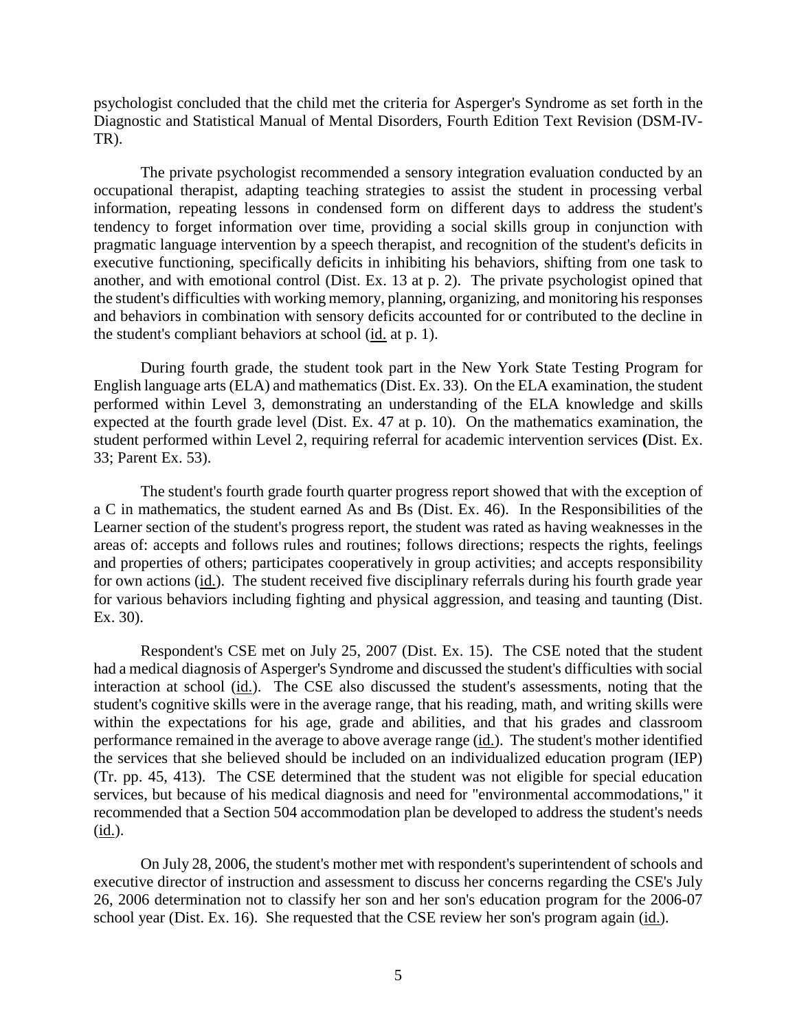psychologist concluded that the child met the criteria for Asperger's Syndrome as set forth in the Diagnostic and Statistical Manual of Mental Disorders, Fourth Edition Text Revision (DSM-IV-TR).

The private psychologist recommended a sensory integration evaluation conducted by an occupational therapist, adapting teaching strategies to assist the student in processing verbal information, repeating lessons in condensed form on different days to address the student's tendency to forget information over time, providing a social skills group in conjunction with pragmatic language intervention by a speech therapist, and recognition of the student's deficits in executive functioning, specifically deficits in inhibiting his behaviors, shifting from one task to another, and with emotional control (Dist. Ex. 13 at p. 2). The private psychologist opined that the student's difficulties with working memory, planning, organizing, and monitoring his responses and behaviors in combination with sensory deficits accounted for or contributed to the decline in the student's compliant behaviors at school (id. at p. 1).

During fourth grade, the student took part in the New York State Testing Program for English language arts (ELA) and mathematics (Dist. Ex. 33). On the ELA examination, the student performed within Level 3, demonstrating an understanding of the ELA knowledge and skills expected at the fourth grade level (Dist. Ex. 47 at p. 10). On the mathematics examination, the student performed within Level 2, requiring referral for academic intervention services (Dist. Ex. 33; Parent Ex. 53).

The student's fourth grade fourth quarter progress report showed that with the exception of a C in mathematics, the student earned As and Bs (Dist. Ex. 46). In the Responsibilities of the Learner section of the student's progress report, the student was rated as having weaknesses in the areas of: accepts and follows rules and routines; follows directions; respects the rights, feelings and properties of others; participates cooperatively in group activities; and accepts responsibility for own actions (id.). The student received five disciplinary referrals during his fourth grade year for various behaviors including fighting and physical aggression, and teasing and taunting (Dist. Ex. 30).

Respondent's CSE met on July 25, 2007 (Dist. Ex. 15). The CSE noted that the student had a medical diagnosis of Asperger's Syndrome and discussed the student's difficulties with social interaction at school (id.). The CSE also discussed the student's assessments, noting that the student's cognitive skills were in the average range, that his reading, math, and writing skills were within the expectations for his age, grade and abilities, and that his grades and classroom performance remained in the average to above average range (id.). The student's mother identified the services that she believed should be included on an individualized education program (IEP) (Tr. pp. 45, 413). The CSE determined that the student was not eligible for special education services, but because of his medical diagnosis and need for "environmental accommodations," it recommended that a Section 504 accommodation plan be developed to address the student's needs (id.).

On July 28, 2006, the student's mother met with respondent's superintendent of schools and executive director of instruction and assessment to discuss her concerns regarding the CSE's July 26, 2006 determination not to classify her son and her son's education program for the 2006-07 school year (Dist. Ex. 16). She requested that the CSE review her son's program again (id.).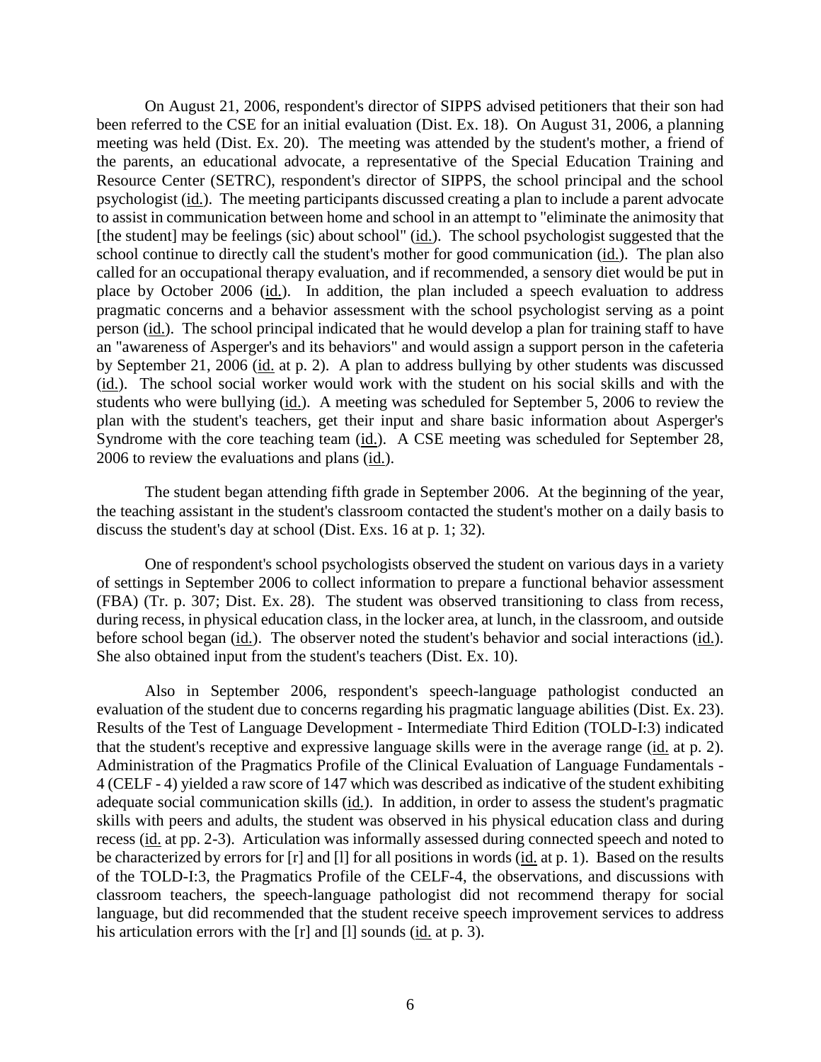On August 21, 2006, respondent's director of SIPPS advised petitioners that their son had been referred to the CSE for an initial evaluation (Dist. Ex. 18). On August 31, 2006, a planning meeting was held (Dist. Ex. 20). The meeting was attended by the student's mother, a friend of the parents, an educational advocate, a representative of the Special Education Training and Resource Center (SETRC), respondent's director of SIPPS, the school principal and the school psychologist (id.). The meeting participants discussed creating a plan to include a parent advocate to assist in communication between home and school in an attempt to "eliminate the animosity that [the student] may be feelings (sic) about school" (id.). The school psychologist suggested that the school continue to directly call the student's mother for good communication (id.). The plan also called for an occupational therapy evaluation, and if recommended, a sensory diet would be put in place by October 2006 (id.). In addition, the plan included a speech evaluation to address pragmatic concerns and a behavior assessment with the school psychologist serving as a point person (id.). The school principal indicated that he would develop a plan for training staff to have an "awareness of Asperger's and its behaviors" and would assign a support person in the cafeteria by September 21, 2006 (id. at p. 2). A plan to address bullying by other students was discussed (id.). The school social worker would work with the student on his social skills and with the students who were bullying (id.). A meeting was scheduled for September 5, 2006 to review the plan with the student's teachers, get their input and share basic information about Asperger's Syndrome with the core teaching team (id.). A CSE meeting was scheduled for September 28, 2006 to review the evaluations and plans (id.).

The student began attending fifth grade in September 2006. At the beginning of the year, the teaching assistant in the student's classroom contacted the student's mother on a daily basis to discuss the student's day at school (Dist. Exs. 16 at p. 1; 32).

One of respondent's school psychologists observed the student on various days in a variety of settings in September 2006 to collect information to prepare a functional behavior assessment (FBA) (Tr. p. 307; Dist. Ex. 28). The student was observed transitioning to class from recess, during recess, in physical education class, in the locker area, at lunch, in the classroom, and outside before school began (id.). The observer noted the student's behavior and social interactions (id.). She also obtained input from the student's teachers (Dist. Ex. 10).

Also in September 2006, respondent's speech-language pathologist conducted an evaluation of the student due to concerns regarding his pragmatic language abilities (Dist. Ex. 23). Results of the Test of Language Development - Intermediate Third Edition (TOLD-I:3) indicated that the student's receptive and expressive language skills were in the average range (id. at p. 2). Administration of the Pragmatics Profile of the Clinical Evaluation of Language Fundamentals - 4 (CELF - 4) yielded a raw score of 147 which was described as indicative of the student exhibiting adequate social communication skills (id.). In addition, in order to assess the student's pragmatic skills with peers and adults, the student was observed in his physical education class and during recess (id. at pp. 2-3). Articulation was informally assessed during connected speech and noted to be characterized by errors for [r] and [l] for all positions in words (id. at p. 1). Based on the results of the TOLD-I:3, the Pragmatics Profile of the CELF-4, the observations, and discussions with classroom teachers, the speech-language pathologist did not recommend therapy for social language, but did recommended that the student receive speech improvement services to address his articulation errors with the [r] and [l] sounds (id. at p. 3).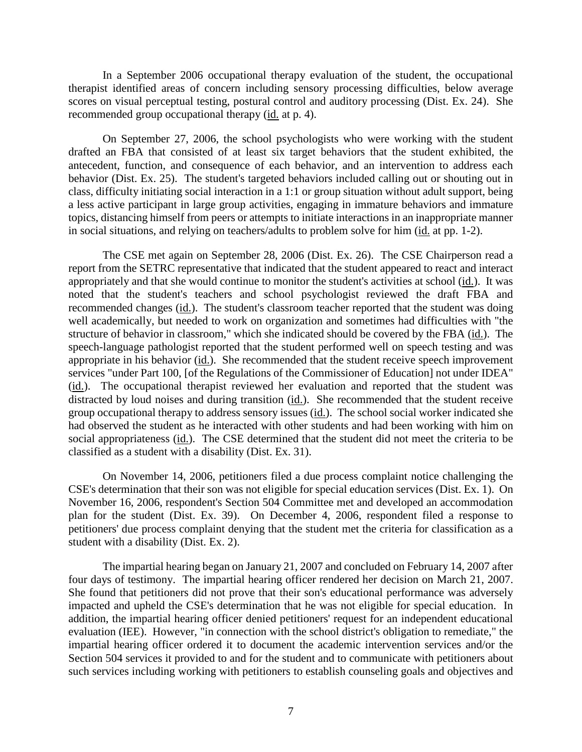In a September 2006 occupational therapy evaluation of the student, the occupational therapist identified areas of concern including sensory processing difficulties, below average scores on visual perceptual testing, postural control and auditory processing (Dist. Ex. 24). She recommended group occupational therapy (id. at p. 4).

On September 27, 2006, the school psychologists who were working with the student drafted an FBA that consisted of at least six target behaviors that the student exhibited, the antecedent, function, and consequence of each behavior, and an intervention to address each behavior (Dist. Ex. 25). The student's targeted behaviors included calling out or shouting out in class, difficulty initiating social interaction in a 1:1 or group situation without adult support, being a less active participant in large group activities, engaging in immature behaviors and immature topics, distancing himself from peers or attempts to initiate interactions in an inappropriate manner in social situations, and relying on teachers/adults to problem solve for him (id. at pp. 1-2).

The CSE met again on September 28, 2006 (Dist. Ex. 26). The CSE Chairperson read a report from the SETRC representative that indicated that the student appeared to react and interact appropriately and that she would continue to monitor the student's activities at school (id.). It was noted that the student's teachers and school psychologist reviewed the draft FBA and recommended changes (id.). The student's classroom teacher reported that the student was doing well academically, but needed to work on organization and sometimes had difficulties with "the structure of behavior in classroom," which she indicated should be covered by the FBA (id.). The speech-language pathologist reported that the student performed well on speech testing and was appropriate in his behavior (id.). She recommended that the student receive speech improvement services "under Part 100, [of the Regulations of the Commissioner of Education] not under IDEA" (id.). The occupational therapist reviewed her evaluation and reported that the student was distracted by loud noises and during transition (id.). She recommended that the student receive group occupational therapy to address sensory issues (id.). The school social worker indicated she had observed the student as he interacted with other students and had been working with him on social appropriateness (id.). The CSE determined that the student did not meet the criteria to be classified as a student with a disability (Dist. Ex. 31).

On November 14, 2006, petitioners filed a due process complaint notice challenging the CSE's determination that their son was not eligible for special education services (Dist. Ex. 1). On November 16, 2006, respondent's Section 504 Committee met and developed an accommodation plan for the student (Dist. Ex. 39). On December 4, 2006, respondent filed a response to petitioners' due process complaint denying that the student met the criteria for classification as a student with a disability (Dist. Ex. 2).

The impartial hearing began on January 21, 2007 and concluded on February 14, 2007 after four days of testimony. The impartial hearing officer rendered her decision on March 21, 2007. She found that petitioners did not prove that their son's educational performance was adversely impacted and upheld the CSE's determination that he was not eligible for special education. In addition, the impartial hearing officer denied petitioners' request for an independent educational evaluation (IEE). However, "in connection with the school district's obligation to remediate," the impartial hearing officer ordered it to document the academic intervention services and/or the Section 504 services it provided to and for the student and to communicate with petitioners about such services including working with petitioners to establish counseling goals and objectives and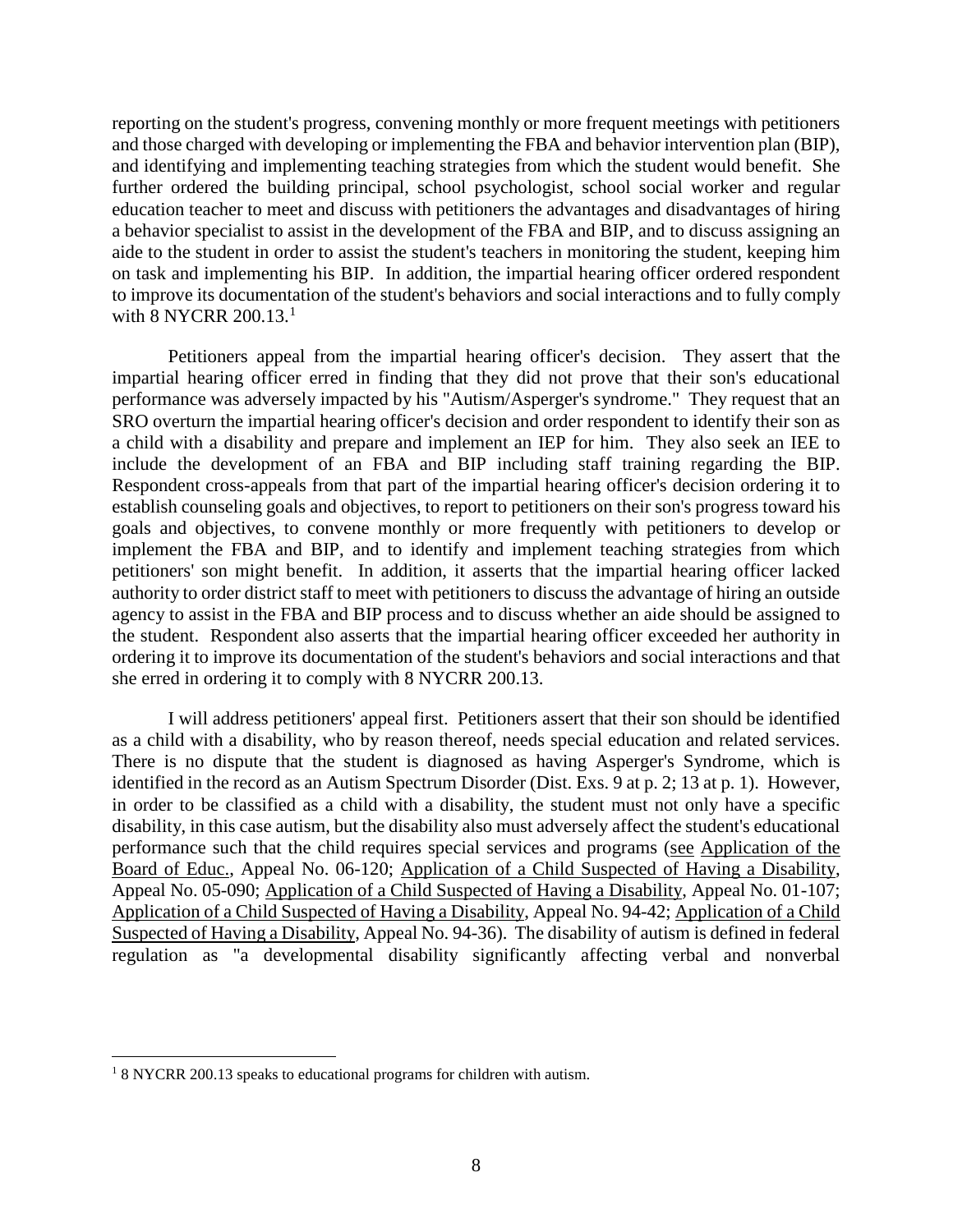reporting on the student's progress, convening monthly or more frequent meetings with petitioners and those charged with developing or implementing the FBA and behavior intervention plan (BIP), and identifying and implementing teaching strategies from which the student would benefit. She further ordered the building principal, school psychologist, school social worker and regular education teacher to meet and discuss with petitioners the advantages and disadvantages of hiring a behavior specialist to assist in the development of the FBA and BIP, and to discuss assigning an aide to the student in order to assist the student's teachers in monitoring the student, keeping him on task and implementing his BIP. In addition, the impartial hearing officer ordered respondent to improve its documentation of the student's behaviors and social interactions and to fully comply with 8 NYCRR 200.13.[1]

Petitioners appeal from the impartial hearing officer's decision. They assert that the impartial hearing officer erred in finding that they did not prove that their son's educational performance was adversely impacted by his "Autism/Asperger's syndrome." They request that an SRO overturn the impartial hearing officer's decision and order respondent to identify their son as a child with a disability and prepare and implement an IEP for him. They also seek an IEE to include the development of an FBA and BIP including staff training regarding the BIP. Respondent cross-appeals from that part of the impartial hearing officer's decision ordering it to establish counseling goals and objectives, to report to petitioners on their son's progress toward his goals and objectives, to convene monthly or more frequently with petitioners to develop or implement the FBA and BIP, and to identify and implement teaching strategies from which petitioners' son might benefit. In addition, it asserts that the impartial hearing officer lacked authority to order district staff to meet with petitioners to discuss the advantage of hiring an outside agency to assist in the FBA and BIP process and to discuss whether an aide should be assigned to the student. Respondent also asserts that the impartial hearing officer exceeded her authority in ordering it to improve its documentation of the student's behaviors and social interactions and that she erred in ordering it to comply with 8 NYCRR 200.13.

I will address petitioners' appeal first. Petitioners assert that their son should be identified as a child with a disability, who by reason thereof, needs special education and related services. There is no dispute that the student is diagnosed as having Asperger's Syndrome, which is identified in the record as an Autism Spectrum Disorder (Dist. Exs. 9 at p. 2; 13 at p. 1). However, in order to be classified as a child with a disability, the student must not only have a specific disability, in this case autism, but the disability also must adversely affect the student's educational performance such that the child requires special services and programs (see Application of the Board of Educ., Appeal No. 06-120; Application of a Child Suspected of Having a Disability, Appeal No. 05-090; Application of a Child Suspected of Having a Disability, Appeal No. 01-107; Application of a Child Suspected of Having a Disability, Appeal No. 94-42; Application of a Child Suspected of Having a Disability, Appeal No. 94-36). The disability of autism is defined in federal regulation as "a developmental disability significantly affecting verbal and nonverbal

[1] 8 NYCRR 200.13 speaks to educational programs for children with autism.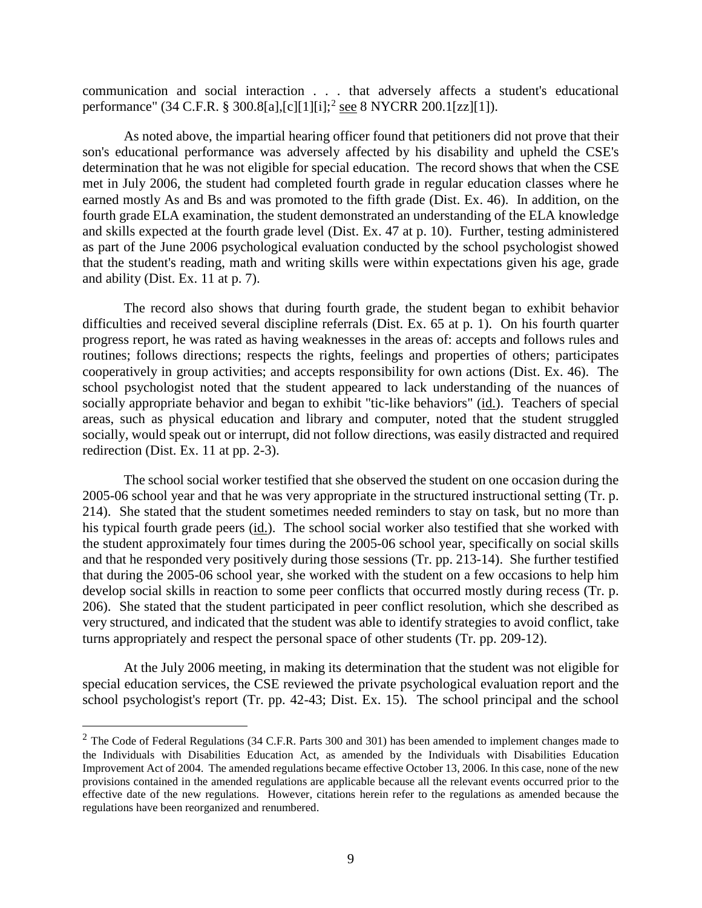communication and social interaction . . . that adversely affects a student's educational performance" (34 C.F.R. § 300.8[a],[c][1][i];[2] see 8 NYCRR 200.1[zz][1]).

As noted above, the impartial hearing officer found that petitioners did not prove that their son's educational performance was adversely affected by his disability and upheld the CSE's determination that he was not eligible for special education. The record shows that when the CSE met in July 2006, the student had completed fourth grade in regular education classes where he earned mostly As and Bs and was promoted to the fifth grade (Dist. Ex. 46). In addition, on the fourth grade ELA examination, the student demonstrated an understanding of the ELA knowledge and skills expected at the fourth grade level (Dist. Ex. 47 at p. 10). Further, testing administered as part of the June 2006 psychological evaluation conducted by the school psychologist showed that the student's reading, math and writing skills were within expectations given his age, grade and ability (Dist. Ex. 11 at p. 7).

The record also shows that during fourth grade, the student began to exhibit behavior difficulties and received several discipline referrals (Dist. Ex. 65 at p. 1). On his fourth quarter progress report, he was rated as having weaknesses in the areas of: accepts and follows rules and routines; follows directions; respects the rights, feelings and properties of others; participates cooperatively in group activities; and accepts responsibility for own actions (Dist. Ex. 46). The school psychologist noted that the student appeared to lack understanding of the nuances of socially appropriate behavior and began to exhibit "tic-like behaviors" (id.). Teachers of special areas, such as physical education and library and computer, noted that the student struggled socially, would speak out or interrupt, did not follow directions, was easily distracted and required redirection (Dist. Ex. 11 at pp. 2-3).

The school social worker testified that she observed the student on one occasion during the 2005-06 school year and that he was very appropriate in the structured instructional setting (Tr. p. 214). She stated that the student sometimes needed reminders to stay on task, but no more than his typical fourth grade peers (id.). The school social worker also testified that she worked with the student approximately four times during the 2005-06 school year, specifically on social skills and that he responded very positively during those sessions (Tr. pp. 213-14). She further testified that during the 2005-06 school year, she worked with the student on a few occasions to help him develop social skills in reaction to some peer conflicts that occurred mostly during recess (Tr. p. 206). She stated that the student participated in peer conflict resolution, which she described as very structured, and indicated that the student was able to identify strategies to avoid conflict, take turns appropriately and respect the personal space of other students (Tr. pp. 209-12).

At the July 2006 meeting, in making its determination that the student was not eligible for special education services, the CSE reviewed the private psychological evaluation report and the school psychologist's report (Tr. pp. 42-43; Dist. Ex. 15). The school principal and the school

[2] The Code of Federal Regulations (34 C.F.R. Parts 300 and 301) has been amended to implement changes made to the Individuals with Disabilities Education Act, as amended by the Individuals with Disabilities Education Improvement Act of 2004. The amended regulations became effective October 13, 2006. In this case, none of the new provisions contained in the amended regulations are applicable because all the relevant events occurred prior to the effective date of the new regulations. However, citations herein refer to the regulations as amended because the regulations have been reorganized and renumbered.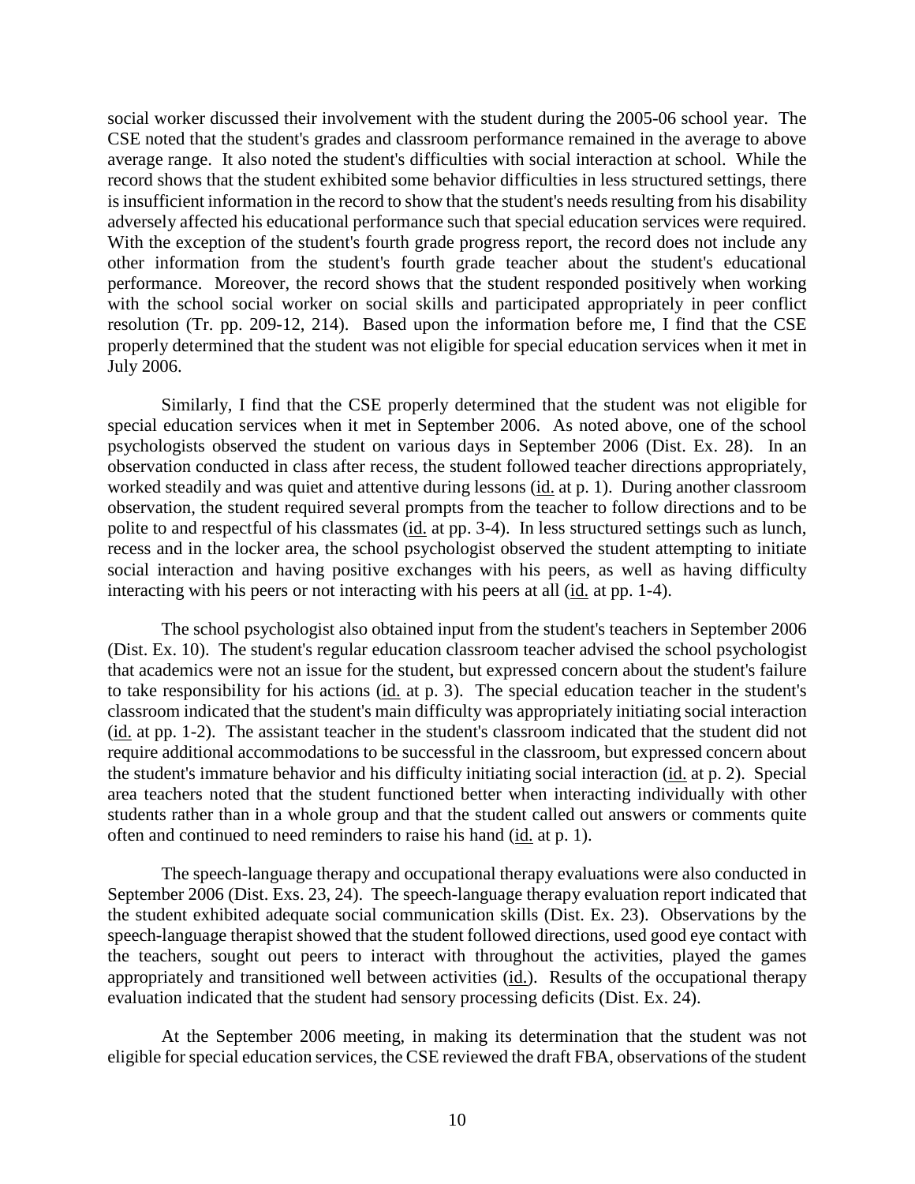social worker discussed their involvement with the student during the 2005-06 school year. The CSE noted that the student's grades and classroom performance remained in the average to above average range. It also noted the student's difficulties with social interaction at school. While the record shows that the student exhibited some behavior difficulties in less structured settings, there is insufficient information in the record to show that the student's needs resulting from his disability adversely affected his educational performance such that special education services were required. With the exception of the student's fourth grade progress report, the record does not include any other information from the student's fourth grade teacher about the student's educational performance. Moreover, the record shows that the student responded positively when working with the school social worker on social skills and participated appropriately in peer conflict resolution (Tr. pp. 209-12, 214). Based upon the information before me, I find that the CSE properly determined that the student was not eligible for special education services when it met in July 2006.

Similarly, I find that the CSE properly determined that the student was not eligible for special education services when it met in September 2006. As noted above, one of the school psychologists observed the student on various days in September 2006 (Dist. Ex. 28). In an observation conducted in class after recess, the student followed teacher directions appropriately, worked steadily and was quiet and attentive during lessons (id. at p. 1). During another classroom observation, the student required several prompts from the teacher to follow directions and to be polite to and respectful of his classmates (id. at pp. 3-4). In less structured settings such as lunch, recess and in the locker area, the school psychologist observed the student attempting to initiate social interaction and having positive exchanges with his peers, as well as having difficulty interacting with his peers or not interacting with his peers at all (id. at pp. 1-4).

The school psychologist also obtained input from the student's teachers in September 2006 (Dist. Ex. 10). The student's regular education classroom teacher advised the school psychologist that academics were not an issue for the student, but expressed concern about the student's failure to take responsibility for his actions (id. at p. 3). The special education teacher in the student's classroom indicated that the student's main difficulty was appropriately initiating social interaction (id. at pp. 1-2). The assistant teacher in the student's classroom indicated that the student did not require additional accommodations to be successful in the classroom, but expressed concern about the student's immature behavior and his difficulty initiating social interaction (id. at p. 2). Special area teachers noted that the student functioned better when interacting individually with other students rather than in a whole group and that the student called out answers or comments quite often and continued to need reminders to raise his hand (id. at p. 1).

The speech-language therapy and occupational therapy evaluations were also conducted in September 2006 (Dist. Exs. 23, 24). The speech-language therapy evaluation report indicated that the student exhibited adequate social communication skills (Dist. Ex. 23). Observations by the speech-language therapist showed that the student followed directions, used good eye contact with the teachers, sought out peers to interact with throughout the activities, played the games appropriately and transitioned well between activities (id.). Results of the occupational therapy evaluation indicated that the student had sensory processing deficits (Dist. Ex. 24).

At the September 2006 meeting, in making its determination that the student was not eligible for special education services, the CSE reviewed the draft FBA, observations of the student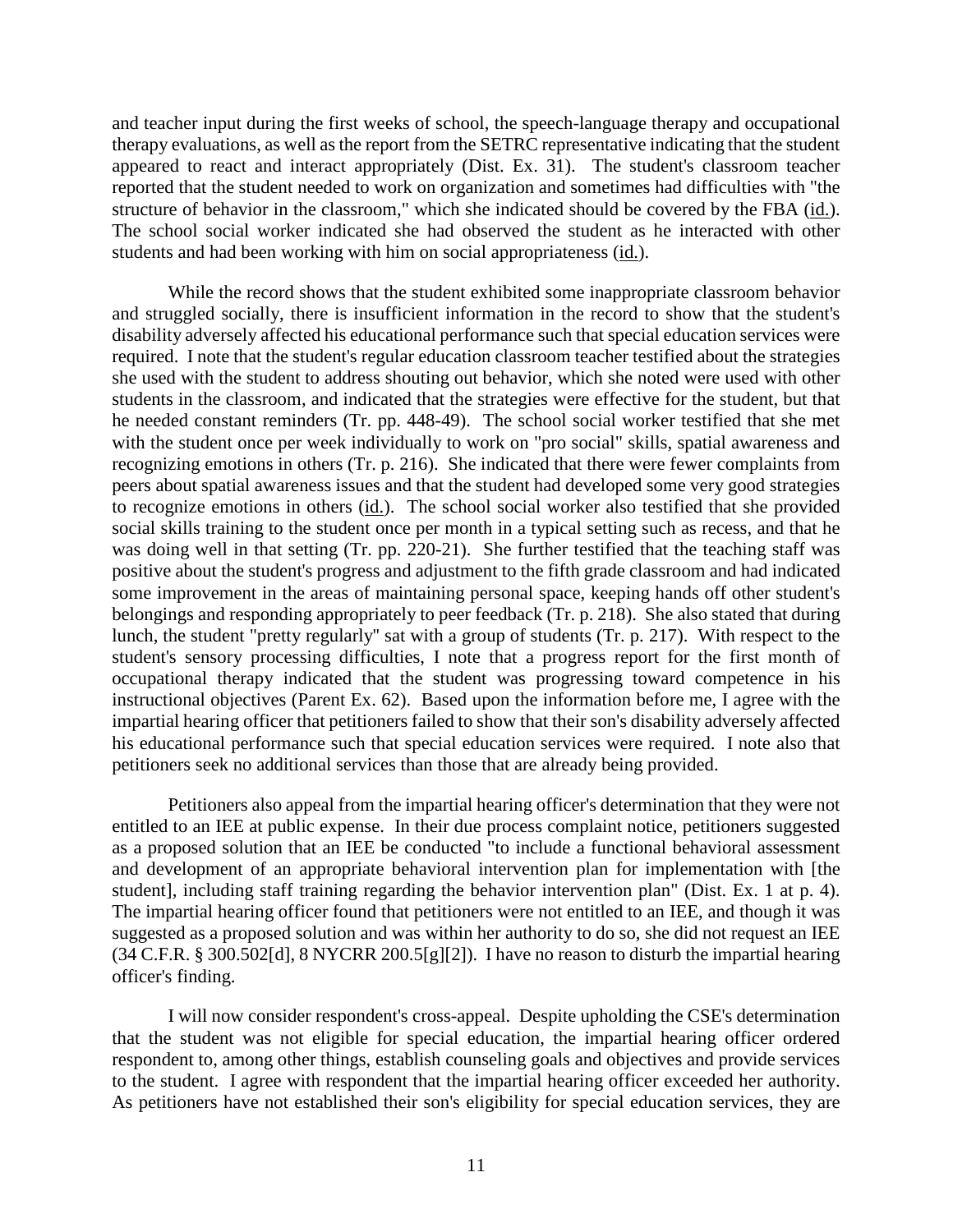and teacher input during the first weeks of school, the speech-language therapy and occupational therapy evaluations, as well as the report from the SETRC representative indicating that the student appeared to react and interact appropriately (Dist. Ex. 31). The student's classroom teacher reported that the student needed to work on organization and sometimes had difficulties with "the structure of behavior in the classroom," which she indicated should be covered by the FBA (id.). The school social worker indicated she had observed the student as he interacted with other students and had been working with him on social appropriateness (id.).

While the record shows that the student exhibited some inappropriate classroom behavior and struggled socially, there is insufficient information in the record to show that the student's disability adversely affected his educational performance such that special education services were required. I note that the student's regular education classroom teacher testified about the strategies she used with the student to address shouting out behavior, which she noted were used with other students in the classroom, and indicated that the strategies were effective for the student, but that he needed constant reminders (Tr. pp. 448-49). The school social worker testified that she met with the student once per week individually to work on "pro social" skills, spatial awareness and recognizing emotions in others (Tr. p. 216). She indicated that there were fewer complaints from peers about spatial awareness issues and that the student had developed some very good strategies to recognize emotions in others (id.). The school social worker also testified that she provided social skills training to the student once per month in a typical setting such as recess, and that he was doing well in that setting (Tr. pp. 220-21). She further testified that the teaching staff was positive about the student's progress and adjustment to the fifth grade classroom and had indicated some improvement in the areas of maintaining personal space, keeping hands off other student's belongings and responding appropriately to peer feedback (Tr. p. 218). She also stated that during lunch, the student "pretty regularly" sat with a group of students (Tr. p. 217). With respect to the student's sensory processing difficulties, I note that a progress report for the first month of occupational therapy indicated that the student was progressing toward competence in his instructional objectives (Parent Ex. 62). Based upon the information before me, I agree with the impartial hearing officer that petitioners failed to show that their son's disability adversely affected his educational performance such that special education services were required. I note also that petitioners seek no additional services than those that are already being provided.

Petitioners also appeal from the impartial hearing officer's determination that they were not entitled to an IEE at public expense. In their due process complaint notice, petitioners suggested as a proposed solution that an IEE be conducted "to include a functional behavioral assessment and development of an appropriate behavioral intervention plan for implementation with [the student], including staff training regarding the behavior intervention plan" (Dist. Ex. 1 at p. 4). The impartial hearing officer found that petitioners were not entitled to an IEE, and though it was suggested as a proposed solution and was within her authority to do so, she did not request an IEE (34 C.F.R. § 300.502[d], 8 NYCRR 200.5[g][2]). I have no reason to disturb the impartial hearing officer's finding.

I will now consider respondent's cross-appeal. Despite upholding the CSE's determination that the student was not eligible for special education, the impartial hearing officer ordered respondent to, among other things, establish counseling goals and objectives and provide services to the student. I agree with respondent that the impartial hearing officer exceeded her authority. As petitioners have not established their son's eligibility for special education services, they are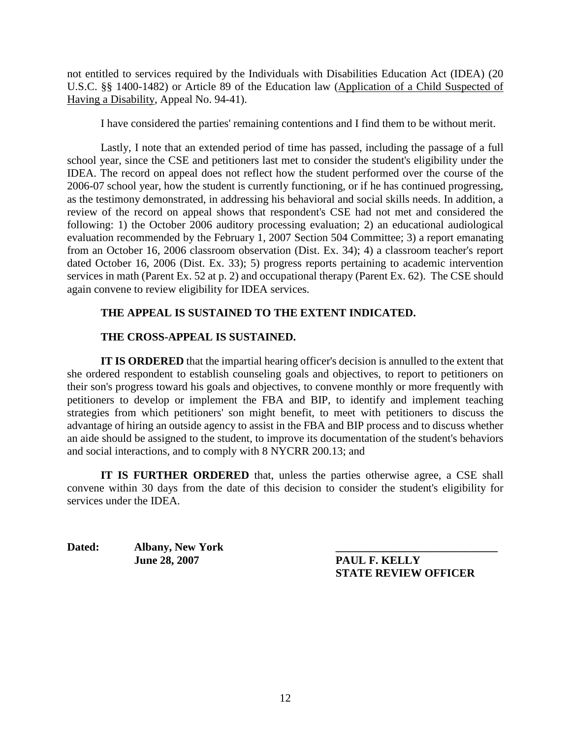not entitled to services required by the Individuals with Disabilities Education Act (IDEA) (20 U.S.C. §§ 1400-1482) or Article 89 of the Education law (Application of a Child Suspected of Having a Disability, Appeal No. 94-41).

I have considered the parties' remaining contentions and I find them to be without merit.

Lastly, I note that an extended period of time has passed, including the passage of a full school year, since the CSE and petitioners last met to consider the student's eligibility under the IDEA. The record on appeal does not reflect how the student performed over the course of the 2006-07 school year, how the student is currently functioning, or if he has continued progressing, as the testimony demonstrated, in addressing his behavioral and social skills needs. In addition, a review of the record on appeal shows that respondent's CSE had not met and considered the following: 1) the October 2006 auditory processing evaluation; 2) an educational audiological evaluation recommended by the February 1, 2007 Section 504 Committee; 3) a report emanating from an October 16, 2006 classroom observation (Dist. Ex. 34); 4) a classroom teacher's report dated October 16, 2006 (Dist. Ex. 33); 5) progress reports pertaining to academic intervention services in math (Parent Ex. 52 at p. 2) and occupational therapy (Parent Ex. 62). The CSE should again convene to review eligibility for IDEA services.

**THE APPEAL IS SUSTAINED TO THE EXTENT INDICATED.**

**THE CROSS-APPEAL IS SUSTAINED.**

**IT IS ORDERED** that the impartial hearing officer's decision is annulled to the extent that she ordered respondent to establish counseling goals and objectives, to report to petitioners on their son's progress toward his goals and objectives, to convene monthly or more frequently with petitioners to develop or implement the FBA and BIP, to identify and implement teaching strategies from which petitioners' son might benefit, to meet with petitioners to discuss the advantage of hiring an outside agency to assist in the FBA and BIP process and to discuss whether an aide should be assigned to the student, to improve its documentation of the student's behaviors and social interactions, and to comply with 8 NYCRR 200.13; and

**IT IS FURTHER ORDERED** that, unless the parties otherwise agree, a CSE shall convene within 30 days from the date of this decision to consider the student's eligibility for services under the IDEA.

**Dated: Albany, New York**
**June 28, 2007**

**PAUL F. KELLY**
**STATE REVIEW OFFICER**